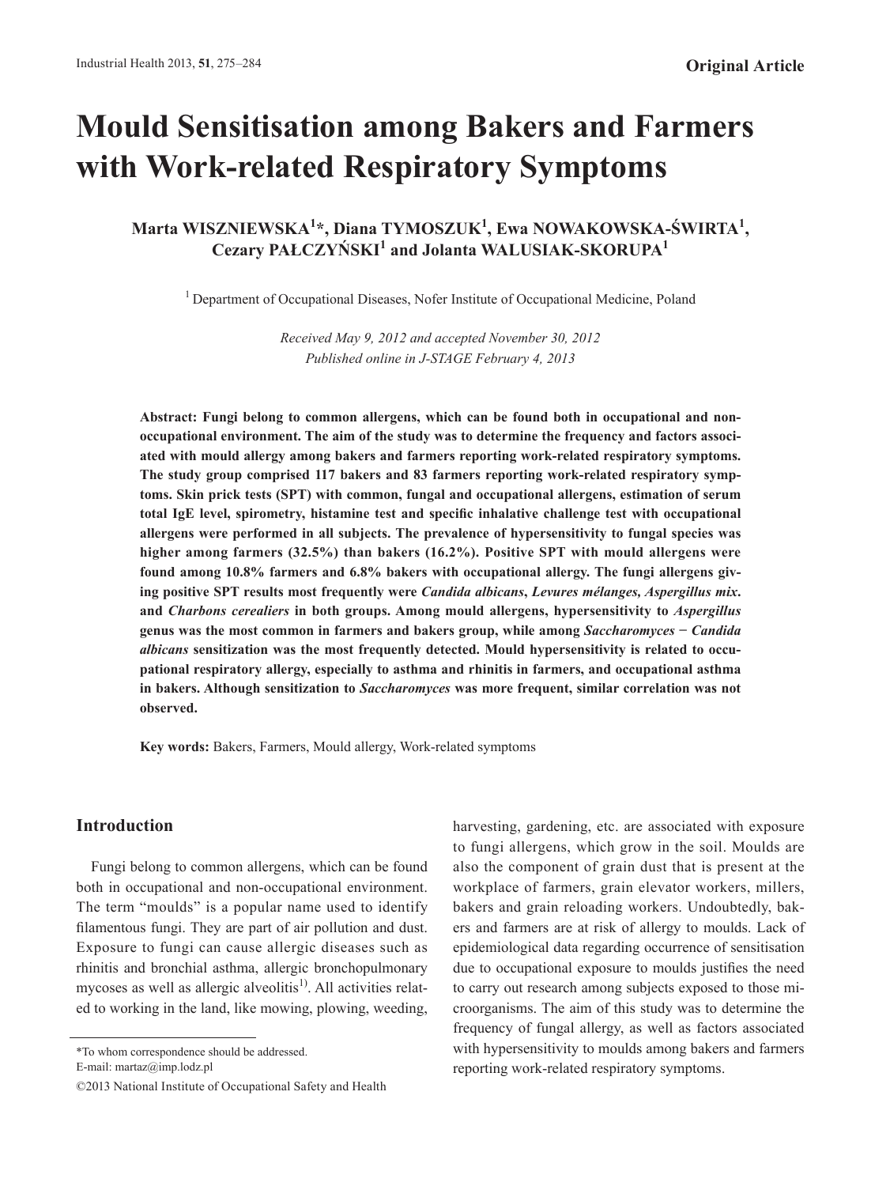Original Article

# Mould Sensitisation among Bakers and Farmers with Work-related Respiratory Symptoms

**Marta WISZNIEWSKA[1]*, Diana TYMOSZUK[1], Ewa NOWAKOWSKA-ŚWIRTA[1], Cezary PAŁCZYŃSKI[1] and Jolanta WALUSIAK-SKORUPA[1]**

[1] Department of Occupational Diseases, Nofer Institute of Occupational Medicine, Poland

*Received May 9, 2012 and accepted November 30, 2012*
*Published online in J-STAGE February 4, 2013*

**Abstract: Fungi belong to common allergens, which can be found both in occupational and non-occupational environment. The aim of the study was to determine the frequency and factors associated with mould allergy among bakers and farmers reporting work-related respiratory symptoms. The study group comprised 117 bakers and 83 farmers reporting work-related respiratory symptoms. Skin prick tests (SPT) with common, fungal and occupational allergens, estimation of serum total IgE level, spirometry, histamine test and specific inhalative challenge test with occupational allergens were performed in all subjects. The prevalence of hypersensitivity to fungal species was higher among farmers (32.5%) than bakers (16.2%). Positive SPT with mould allergens were found among 10.8% farmers and 6.8% bakers with occupational allergy. The fungi allergens giving positive SPT results most frequently were *Candida albicans*, *Levures mélanges, Aspergillus mix*. and *Charbons cerealiers* in both groups. Among mould allergens, hypersensitivity to *Aspergillus* genus was the most common in farmers and bakers group, while among *Saccharomyces* − *Candida albicans* sensitization was the most frequently detected. Mould hypersensitivity is related to occupational respiratory allergy, especially to asthma and rhinitis in farmers, and occupational asthma in bakers. Although sensitization to *Saccharomyces* was more frequent, similar correlation was not observed.**

**Key words:** Bakers, Farmers, Mould allergy, Work-related symptoms

## Introduction

Fungi belong to common allergens, which can be found both in occupational and non-occupational environment. The term "moulds" is a popular name used to identify filamentous fungi. They are part of air pollution and dust. Exposure to fungi can cause allergic diseases such as rhinitis and bronchial asthma, allergic bronchopulmonary mycoses as well as allergic alveolitis[1]. All activities related to working in the land, like mowing, plowing, weeding, harvesting, gardening, etc. are associated with exposure to fungi allergens, which grow in the soil. Moulds are also the component of grain dust that is present at the workplace of farmers, grain elevator workers, millers, bakers and grain reloading workers. Undoubtedly, bakers and farmers are at risk of allergy to moulds. Lack of epidemiological data regarding occurrence of sensitisation due to occupational exposure to moulds justifies the need to carry out research among subjects exposed to those microorganisms. The aim of this study was to determine the frequency of fungal allergy, as well as factors associated with hypersensitivity to moulds among bakers and farmers reporting work-related respiratory symptoms.

*To whom correspondence should be addressed.
E-mail: martaz@imp.lodz.pl

©2013 National Institute of Occupational Safety and Health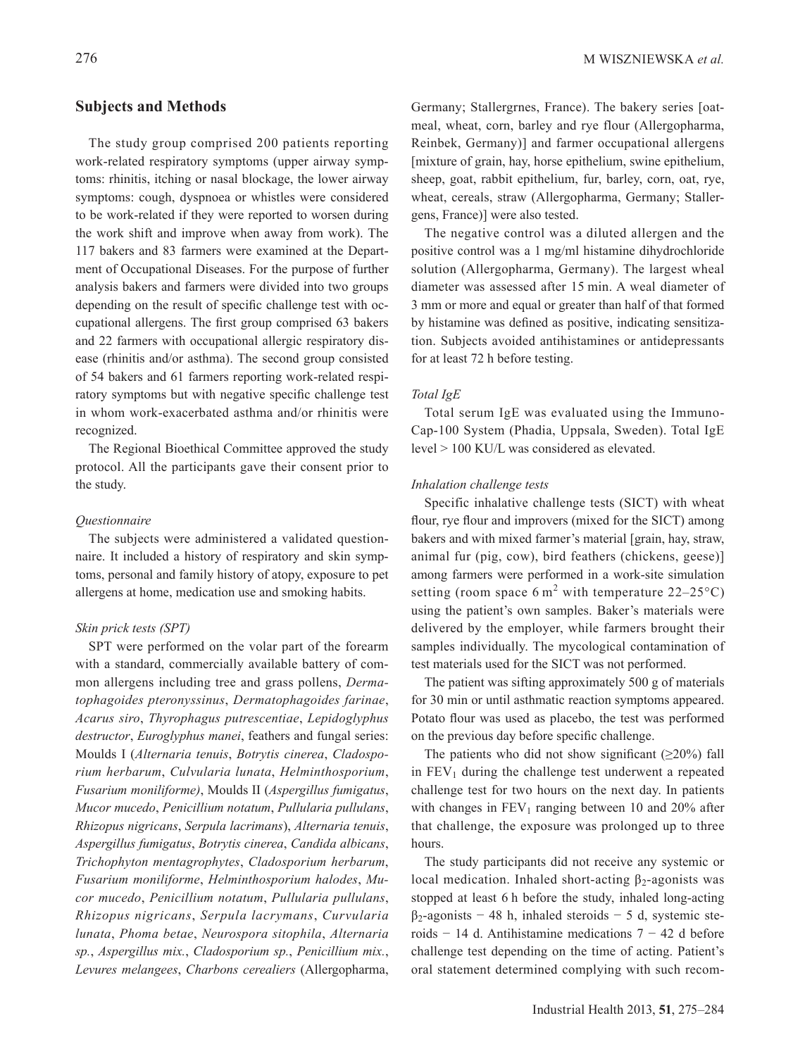## Subjects and Methods

The study group comprised 200 patients reporting work-related respiratory symptoms (upper airway symptoms: rhinitis, itching or nasal blockage, the lower airway symptoms: cough, dyspnoea or whistles were considered to be work-related if they were reported to worsen during the work shift and improve when away from work). The 117 bakers and 83 farmers were examined at the Department of Occupational Diseases. For the purpose of further analysis bakers and farmers were divided into two groups depending on the result of specific challenge test with occupational allergens. The first group comprised 63 bakers and 22 farmers with occupational allergic respiratory disease (rhinitis and/or asthma). The second group consisted of 54 bakers and 61 farmers reporting work-related respiratory symptoms but with negative specific challenge test in whom work-exacerbated asthma and/or rhinitis were recognized.

The Regional Bioethical Committee approved the study protocol. All the participants gave their consent prior to the study.

*Questionnaire*

The subjects were administered a validated questionnaire. It included a history of respiratory and skin symptoms, personal and family history of atopy, exposure to pet allergens at home, medication use and smoking habits.

*Skin prick tests (SPT)*

SPT were performed on the volar part of the forearm with a standard, commercially available battery of common allergens including tree and grass pollens, *Dermatophagoides pteronyssinus*, *Dermatophagoides farinae*, *Acarus siro*, *Thyrophagus putrescentiae*, *Lepidoglyphus destructor*, *Euroglyphus manei*, feathers and fungal series: Moulds I (*Alternaria tenuis*, *Botrytis cinerea*, *Cladosporium herbarum*, *Culvularia lunata*, *Helminthosporium*, *Fusarium moniliforme)*, Moulds II (*Aspergillus fumigatus*, *Mucor mucedo*, *Penicillium notatum*, *Pullularia pullulans*, *Rhizopus nigricans*, *Serpula lacrimans*), *Alternaria tenuis*, *Aspergillus fumigatus*, *Botrytis cinerea*, *Candida albicans*, *Trichophyton mentagrophytes*, *Cladosporium herbarum*, *Fusarium moniliforme*, *Helminthosporium halodes*, *Mucor mucedo*, *Penicillium notatum*, *Pullularia pullulans*, *Rhizopus nigricans*, *Serpula lacrymans*, *Curvularia lunata*, *Phoma betae*, *Neurospora sitophila*, *Alternaria sp.*, *Aspergillus mix.*, *Cladosporium sp.*, *Penicillium mix.*, *Levures melangees*, *Charbons cerealiers* (Allergopharma, Germany; Stallergrnes, France). The bakery series [oatmeal, wheat, corn, barley and rye flour (Allergopharma, Reinbek, Germany)] and farmer occupational allergens [mixture of grain, hay, horse epithelium, swine epithelium, sheep, goat, rabbit epithelium, fur, barley, corn, oat, rye, wheat, cereals, straw (Allergopharma, Germany; Stallergens, France)] were also tested.

The negative control was a diluted allergen and the positive control was a 1 mg/ml histamine dihydrochloride solution (Allergopharma, Germany). The largest wheal diameter was assessed after 15 min. A weal diameter of 3 mm or more and equal or greater than half of that formed by histamine was defined as positive, indicating sensitization. Subjects avoided antihistamines or antidepressants for at least 72 h before testing.

*Total IgE*

Total serum IgE was evaluated using the ImmunoCap-100 System (Phadia, Uppsala, Sweden). Total IgE level > 100 KU/L was considered as elevated.

*Inhalation challenge tests*

Specific inhalative challenge tests (SICT) with wheat flour, rye flour and improvers (mixed for the SICT) among bakers and with mixed farmer's material [grain, hay, straw, animal fur (pig, cow), bird feathers (chickens, geese)] among farmers were performed in a work-site simulation setting (room space 6 m$^2$ with temperature 22–25°C) using the patient's own samples. Baker's materials were delivered by the employer, while farmers brought their samples individually. The mycological contamination of test materials used for the SICT was not performed.

The patient was sifting approximately 500 g of materials for 30 min or until asthmatic reaction symptoms appeared. Potato flour was used as placebo, the test was performed on the previous day before specific challenge.

The patients who did not show significant (≥20%) fall in $FEV_1$ during the challenge test underwent a repeated challenge test for two hours on the next day. In patients with changes in $FEV_1$ ranging between 10 and 20% after that challenge, the exposure was prolonged up to three hours.

The study participants did not receive any systemic or local medication. Inhaled short-acting $\beta_2$-agonists was stopped at least 6 h before the study, inhaled long-acting $\beta_2$-agonists − 48 h, inhaled steroids − 5 d, systemic steroids − 14 d. Antihistamine medications 7 − 42 d before challenge test depending on the time of acting. Patient's oral statement determined complying with such recom-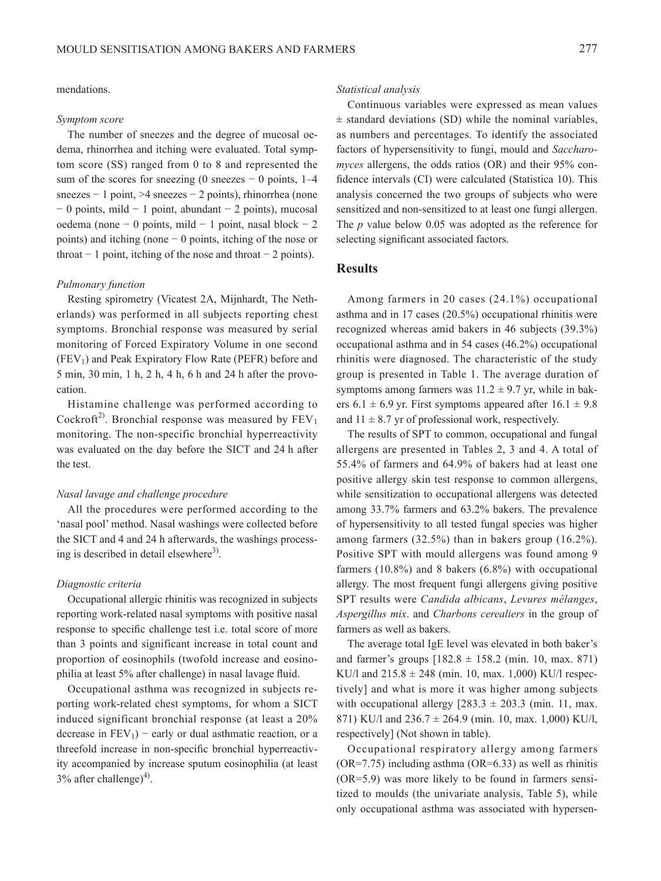mendations.

*Symptom score*

The number of sneezes and the degree of mucosal oedema, rhinorrhea and itching were evaluated. Total symptom score (SS) ranged from 0 to 8 and represented the sum of the scores for sneezing (0 sneezes − 0 points, 1–4 sneezes − 1 point, >4 sneezes − 2 points), rhinorrhea (none − 0 points, mild − 1 point, abundant − 2 points), mucosal oedema (none − 0 points, mild − 1 point, nasal block − 2 points) and itching (none − 0 points, itching of the nose or throat − 1 point, itching of the nose and throat − 2 points).

*Pulmonary function*

Resting spirometry (Vicatest 2A, Mijnhardt, The Netherlands) was performed in all subjects reporting chest symptoms. Bronchial response was measured by serial monitoring of Forced Expiratory Volume in one second ($FEV_1$) and Peak Expiratory Flow Rate (PEFR) before and 5 min, 30 min, 1 h, 2 h, 4 h, 6 h and 24 h after the provocation.

Histamine challenge was performed according to Cockroft[2]. Bronchial response was measured by $FEV_1$ monitoring. The non-specific bronchial hyperreactivity was evaluated on the day before the SICT and 24 h after the test.

*Nasal lavage and challenge procedure*

All the procedures were performed according to the 'nasal pool' method. Nasal washings were collected before the SICT and 4 and 24 h afterwards, the washings processing is described in detail elsewhere[3].

*Diagnostic criteria*

Occupational allergic rhinitis was recognized in subjects reporting work-related nasal symptoms with positive nasal response to specific challenge test i.e. total score of more than 3 points and significant increase in total count and proportion of eosinophils (twofold increase and eosinophilia at least 5% after challenge) in nasal lavage fluid.

Occupational asthma was recognized in subjects reporting work-related chest symptoms, for whom a SICT induced significant bronchial response (at least a 20% decrease in $FEV_1$) − early or dual asthmatic reaction, or a threefold increase in non-specific bronchial hyperreactivity accompanied by increase sputum eosinophilia (at least 3% after challenge)[4].

*Statistical analysis*

Continuous variables were expressed as mean values ± standard deviations (SD) while the nominal variables, as numbers and percentages. To identify the associated factors of hypersensitivity to fungi, mould and *Saccharomyces* allergens, the odds ratios (OR) and their 95% confidence intervals (CI) were calculated (Statistica 10). This analysis concerned the two groups of subjects who were sensitized and non-sensitized to at least one fungi allergen. The *p* value below 0.05 was adopted as the reference for selecting significant associated factors.

## Results

Among farmers in 20 cases (24.1%) occupational asthma and in 17 cases (20.5%) occupational rhinitis were recognized whereas amid bakers in 46 subjects (39.3%) occupational asthma and in 54 cases (46.2%) occupational rhinitis were diagnosed. The characteristic of the study group is presented in Table 1. The average duration of symptoms among farmers was 11.2 ± 9.7 yr, while in bakers 6.1 ± 6.9 yr. First symptoms appeared after 16.1 ± 9.8 and 11 ± 8.7 yr of professional work, respectively.

The results of SPT to common, occupational and fungal allergens are presented in Tables 2, 3 and 4. A total of 55.4% of farmers and 64.9% of bakers had at least one positive allergy skin test response to common allergens, while sensitization to occupational allergens was detected among 33.7% farmers and 63.2% bakers. The prevalence of hypersensitivity to all tested fungal species was higher among farmers (32.5%) than in bakers group (16.2%). Positive SPT with mould allergens was found among 9 farmers (10.8%) and 8 bakers (6.8%) with occupational allergy. The most frequent fungi allergens giving positive SPT results were *Candida albicans*, *Levures mélanges*, *Aspergillus mix*. and *Charbons cerealiers* in the group of farmers as well as bakers.

The average total IgE level was elevated in both baker's and farmer's groups [182.8 ± 158.2 (min. 10, max. 871) KU/l and 215.8 ± 248 (min. 10, max. 1,000) KU/l respectively] and what is more it was higher among subjects with occupational allergy [283.3 ± 203.3 (min. 11, max. 871) KU/l and 236.7 ± 264.9 (min. 10, max. 1,000) KU/l, respectively] (Not shown in table).

Occupational respiratory allergy among farmers (OR=7.75) including asthma (OR=6.33) as well as rhinitis (OR=5.9) was more likely to be found in farmers sensitized to moulds (the univariate analysis, Table 5), while only occupational asthma was associated with hypersen-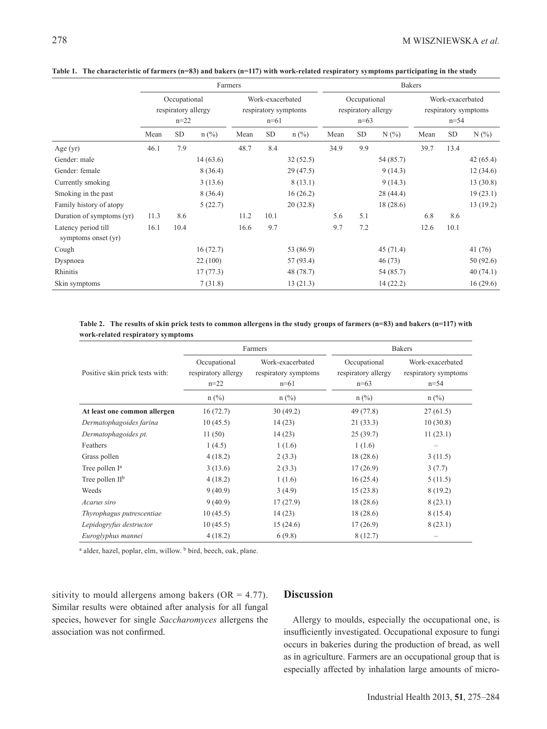**Table 1. The characteristic of farmers (n=83) and bakers (n=117) with work-related respiratory symptoms participating in the study**

| | Farmers | | | | | | Bakers | | | | | |
|---|---|---|---|---|---|---|---|---|---|---|---|---|
| | Occupational respiratory allergy n=22 | | | Work-exacerbated respiratory symptoms n=61 | | | Occupational respiratory allergy n=63 | | | Work-exacerbated respiratory symptoms n=54 | | |
| | Mean | SD | n (%) | Mean | SD | n (%) | Mean | SD | N (%) | Mean | SD | N (%) |
| Age (yr) | 46.1 | 7.9 | | 48.7 | 8.4 | | 34.9 | 9.9 | | 39.7 | 13.4 | |
| Gender: male | | | 14 (63.6) | | | 32 (52.5) | | | 54 (85.7) | | | 42 (65.4) |
| Gender: female | | | 8 (36.4) | | | 29 (47.5) | | | 9 (14.3) | | | 12 (34.6) |
| Currently smoking | | | 3 (13.6) | | | 8 (13.1) | | | 9 (14.3) | | | 13 (30.8) |
| Smoking in the past | | | 8 (36.4) | | | 16 (26.2) | | | 28 (44.4) | | | 19 (23.1) |
| Family history of atopy | | | 5 (22.7) | | | 20 (32.8) | | | 18 (28.6) | | | 13 (19.2) |
| Duration of symptoms (yr) | 11.3 | 8.6 | | 11.2 | 10.1 | | 5.6 | 5.1 | | 6.8 | 8.6 | |
| Latency period till symptoms onset (yr) | 16.1 | 10.4 | | 16.6 | 9.7 | | 9.7 | 7.2 | | 12.6 | 10.1 | |
| Cough | | | 16 (72.7) | | | 53 (86.9) | | | 45 (71.4) | | | 41 (76) |
| Dyspnoea | | | 22 (100) | | | 57 (93.4) | | | 46 (73) | | | 50 (92.6) |
| Rhinitis | | | 17 (77.3) | | | 48 (78.7) | | | 54 (85.7) | | | 40 (74.1) |
| Skin symptoms | | | 7 (31.8) | | | 13 (21.3) | | | 14 (22.2) | | | 16 (29.6) |

**Table 2. The results of skin prick tests to common allergens in the study groups of farmers (n=83) and bakers (n=117) with work-related respiratory symptoms**

| | Farmers | | Bakers | |
|---|---|---|---|---|
| Positive skin prick tests with: | Occupational respiratory allergy n=22 | Work-exacerbated respiratory symptoms n=61 | Occupational respiratory allergy n=63 | Work-exacerbated respiratory symptoms n=54 |
| | n (%) | n (%) | n (%) | n (%) |
| **At least one common allergen** | 16 (72.7) | 30 (49.2) | 49 (77.8) | 27 (61.5) |
| *Dermatophagoides farina* | 10 (45.5) | 14 (23) | 21 (33.3) | 10 (30.8) |
| *Dermatophagoides pt.* | 11 (50) | 14 (23) | 25 (39.7) | 11 (23.1) |
| Feathers | 1 (4.5) | 1 (1.6) | 1 (1.6) | – |
| Grass pollen | 4 (18.2) | 2 (3.3) | 18 (28.6) | 3 (11.5) |
| Tree pollen I[a] | 3 (13.6) | 2 (3.3) | 17 (26.9) | 3 (7.7) |
| Tree pollen II[b] | 4 (18.2) | 1 (1.6) | 16 (25.4) | 5 (11.5) |
| Weeds | 9 (40.9) | 3 (4.9) | 15 (23.8) | 8 (19.2) |
| *Acarus siro* | 9 (40.9) | 17 (27.9) | 18 (28.6) | 8 (23.1) |
| *Thyrophagus putrescentiae* | 10 (45.5) | 14 (23) | 18 (28.6) | 8 (15.4) |
| *Lepidogryfus destructor* | 10 (45.5) | 15 (24.6) | 17 (26.9) | 8 (23.1) |
| *Euroglyphus mannei* | 4 (18.2) | 6 (9.8) | 8 (12.7) | – |

[a] alder, hazel, poplar, elm, willow. [b] bird, beech, oak, plane.

sitivity to mould allergens among bakers (OR = 4.77). Similar results were obtained after analysis for all fungal species, however for single *Saccharomyces* allergens the association was not confirmed.

## Discussion

Allergy to moulds, especially the occupational one, is insufficiently investigated. Occupational exposure to fungi occurs in bakeries during the production of bread, as well as in agriculture. Farmers are an occupational group that is especially affected by inhalation large amounts of micro-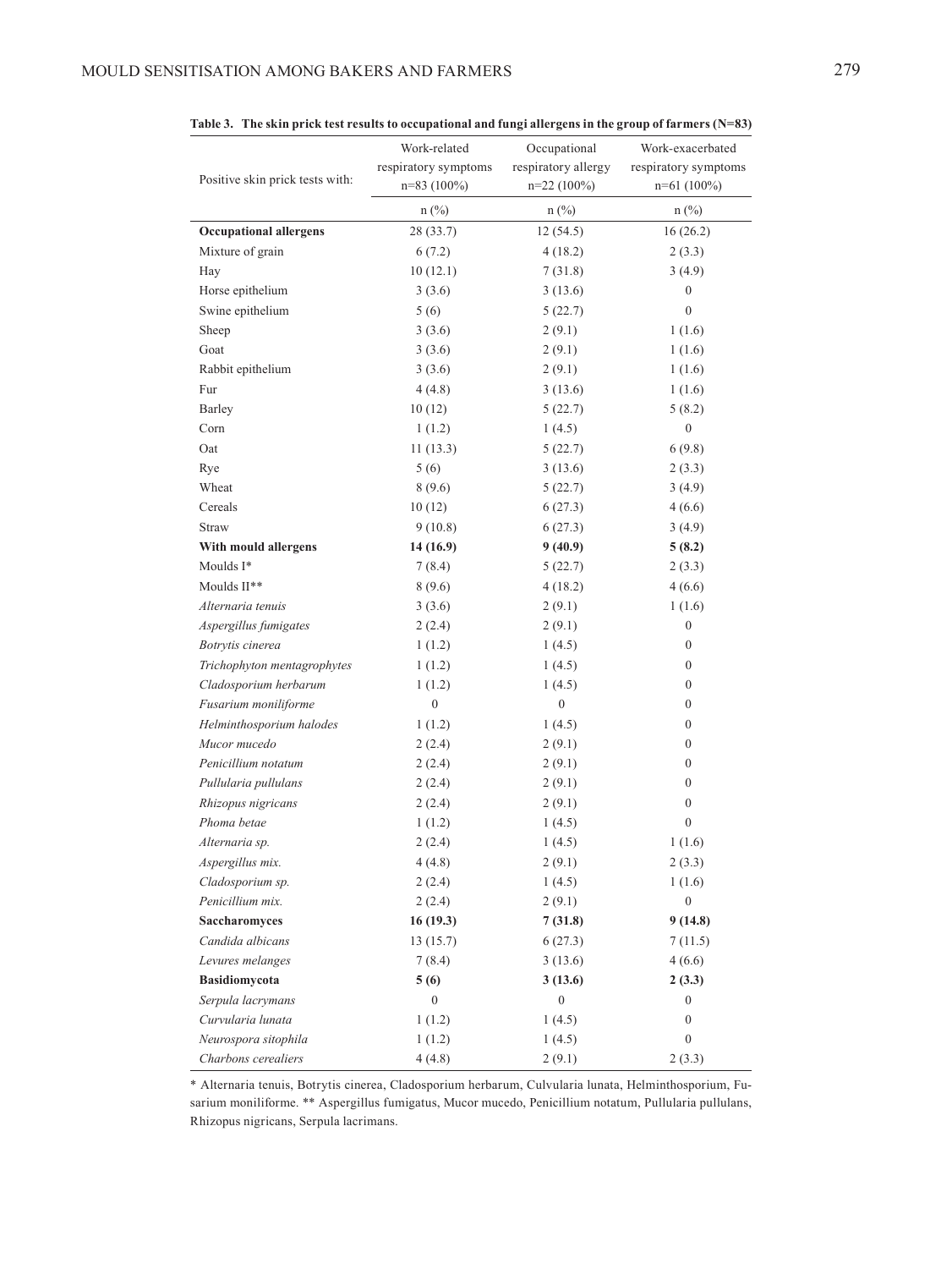**Table 3. The skin prick test results to occupational and fungi allergens in the group of farmers (N=83)**

| Positive skin prick tests with: | Work-related respiratory symptoms n=83 (100%) | Occupational respiratory allergy n=22 (100%) | Work-exacerbated respiratory symptoms n=61 (100%) |
|---|---|---|---|
| | n (%) | n (%) | n (%) |
| **Occupational allergens** | 28 (33.7) | 12 (54.5) | 16 (26.2) |
| Mixture of grain | 6 (7.2) | 4 (18.2) | 2 (3.3) |
| Hay | 10 (12.1) | 7 (31.8) | 3 (4.9) |
| Horse epithelium | 3 (3.6) | 3 (13.6) | 0 |
| Swine epithelium | 5 (6) | 5 (22.7) | 0 |
| Sheep | 3 (3.6) | 2 (9.1) | 1 (1.6) |
| Goat | 3 (3.6) | 2 (9.1) | 1 (1.6) |
| Rabbit epithelium | 3 (3.6) | 2 (9.1) | 1 (1.6) |
| Fur | 4 (4.8) | 3 (13.6) | 1 (1.6) |
| Barley | 10 (12) | 5 (22.7) | 5 (8.2) |
| Corn | 1 (1.2) | 1 (4.5) | 0 |
| Oat | 11 (13.3) | 5 (22.7) | 6 (9.8) |
| Rye | 5 (6) | 3 (13.6) | 2 (3.3) |
| Wheat | 8 (9.6) | 5 (22.7) | 3 (4.9) |
| Cereals | 10 (12) | 6 (27.3) | 4 (6.6) |
| Straw | 9 (10.8) | 6 (27.3) | 3 (4.9) |
| **With mould allergens** | **14 (16.9)** | **9 (40.9)** | **5 (8.2)** |
| Moulds I* | 7 (8.4) | 5 (22.7) | 2 (3.3) |
| Moulds II** | 8 (9.6) | 4 (18.2) | 4 (6.6) |
| *Alternaria tenuis* | 3 (3.6) | 2 (9.1) | 1 (1.6) |
| *Aspergillus fumigates* | 2 (2.4) | 2 (9.1) | 0 |
| *Botrytis cinerea* | 1 (1.2) | 1 (4.5) | 0 |
| *Trichophyton mentagrophytes* | 1 (1.2) | 1 (4.5) | 0 |
| *Cladosporium herbarum* | 1 (1.2) | 1 (4.5) | 0 |
| *Fusarium moniliforme* | 0 | 0 | 0 |
| *Helminthosporium halodes* | 1 (1.2) | 1 (4.5) | 0 |
| *Mucor mucedo* | 2 (2.4) | 2 (9.1) | 0 |
| *Penicillium notatum* | 2 (2.4) | 2 (9.1) | 0 |
| *Pullularia pullulans* | 2 (2.4) | 2 (9.1) | 0 |
| *Rhizopus nigricans* | 2 (2.4) | 2 (9.1) | 0 |
| *Phoma betae* | 1 (1.2) | 1 (4.5) | 0 |
| *Alternaria sp.* | 2 (2.4) | 1 (4.5) | 1 (1.6) |
| *Aspergillus mix.* | 4 (4.8) | 2 (9.1) | 2 (3.3) |
| *Cladosporium sp.* | 2 (2.4) | 1 (4.5) | 1 (1.6) |
| *Penicillium mix.* | 2 (2.4) | 2 (9.1) | 0 |
| **Saccharomyces** | **16 (19.3)** | **7 (31.8)** | **9 (14.8)** |
| *Candida albicans* | 13 (15.7) | 6 (27.3) | 7 (11.5) |
| *Levures melanges* | 7 (8.4) | 3 (13.6) | 4 (6.6) |
| **Basidiomycota** | **5 (6)** | **3 (13.6)** | **2 (3.3)** |
| *Serpula lacrymans* | 0 | 0 | 0 |
| *Curvularia lunata* | 1 (1.2) | 1 (4.5) | 0 |
| *Neurospora sitophila* | 1 (1.2) | 1 (4.5) | 0 |
| *Charbons cerealiers* | 4 (4.8) | 2 (9.1) | 2 (3.3) |

\* Alternaria tenuis, Botrytis cinerea, Cladosporium herbarum, Culvularia lunata, Helminthosporium, Fusarium moniliforme. ** Aspergillus fumigatus, Mucor mucedo, Penicillium notatum, Pullularia pullulans, Rhizopus nigricans, Serpula lacrimans.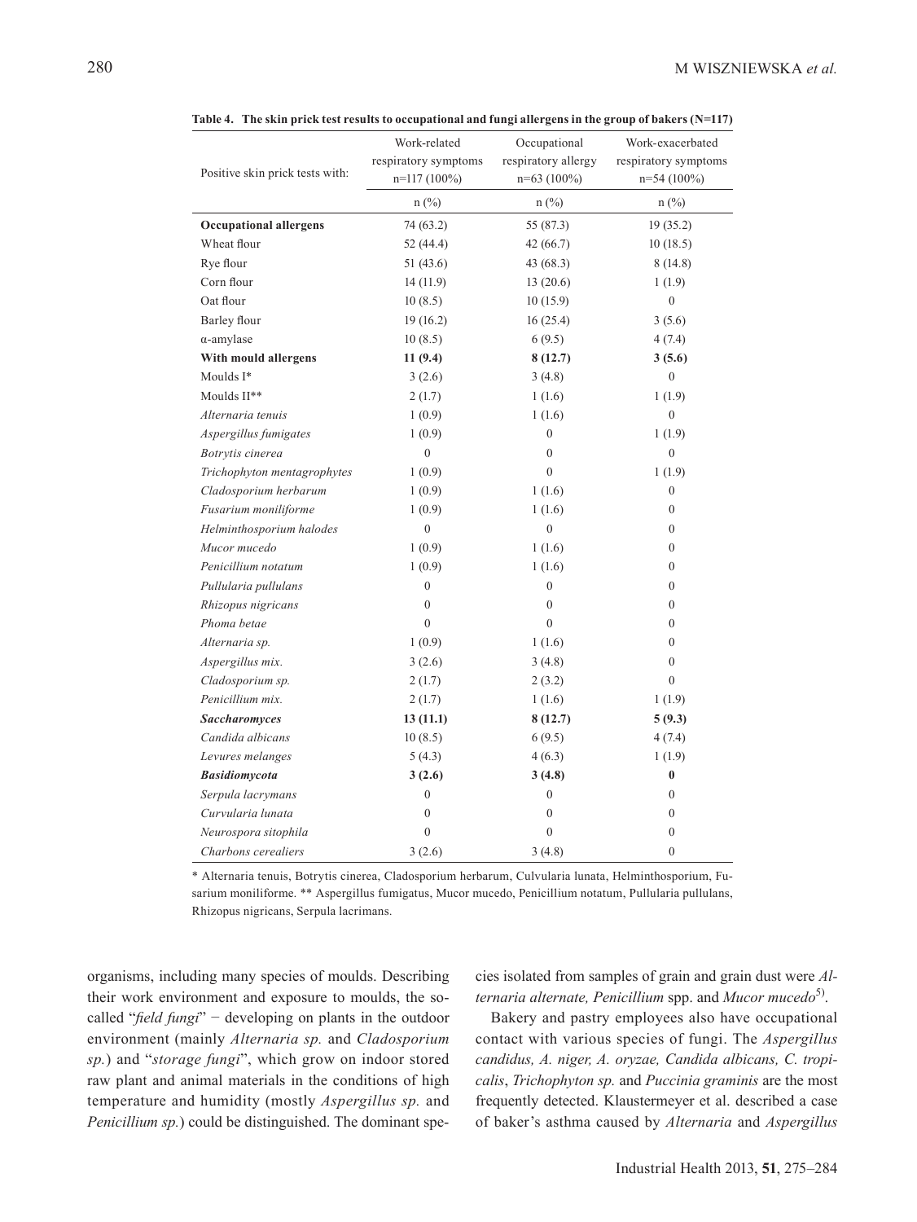**Table 4. The skin prick test results to occupational and fungi allergens in the group of bakers (N=117)**

| Positive skin prick tests with: | Work-related respiratory symptoms n=117 (100%) | Occupational respiratory allergy n=63 (100%) | Work-exacerbated respiratory symptoms n=54 (100%) |
|---|---|---|---|
| | n (%) | n (%) | n (%) |
| **Occupational allergens** | 74 (63.2) | 55 (87.3) | 19 (35.2) |
| Wheat flour | 52 (44.4) | 42 (66.7) | 10 (18.5) |
| Rye flour | 51 (43.6) | 43 (68.3) | 8 (14.8) |
| Corn flour | 14 (11.9) | 13 (20.6) | 1 (1.9) |
| Oat flour | 10 (8.5) | 10 (15.9) | 0 |
| Barley flour | 19 (16.2) | 16 (25.4) | 3 (5.6) |
| α-amylase | 10 (8.5) | 6 (9.5) | 4 (7.4) |
| **With mould allergens** | **11 (9.4)** | **8 (12.7)** | **3 (5.6)** |
| Moulds I* | 3 (2.6) | 3 (4.8) | 0 |
| Moulds II** | 2 (1.7) | 1 (1.6) | 1 (1.9) |
| *Alternaria tenuis* | 1 (0.9) | 1 (1.6) | 0 |
| *Aspergillus fumigates* | 1 (0.9) | 0 | 1 (1.9) |
| *Botrytis cinerea* | 0 | 0 | 0 |
| *Trichophyton mentagrophytes* | 1 (0.9) | 0 | 1 (1.9) |
| *Cladosporium herbarum* | 1 (0.9) | 1 (1.6) | 0 |
| *Fusarium moniliforme* | 1 (0.9) | 1 (1.6) | 0 |
| *Helminthosporium halodes* | 0 | 0 | 0 |
| *Mucor mucedo* | 1 (0.9) | 1 (1.6) | 0 |
| *Penicillium notatum* | 1 (0.9) | 1 (1.6) | 0 |
| *Pullularia pullulans* | 0 | 0 | 0 |
| *Rhizopus nigricans* | 0 | 0 | 0 |
| *Phoma betae* | 0 | 0 | 0 |
| *Alternaria sp.* | 1 (0.9) | 1 (1.6) | 0 |
| *Aspergillus mix.* | 3 (2.6) | 3 (4.8) | 0 |
| *Cladosporium sp.* | 2 (1.7) | 2 (3.2) | 0 |
| *Penicillium mix.* | 2 (1.7) | 1 (1.6) | 1 (1.9) |
| ***Saccharomyces*** | **13 (11.1)** | **8 (12.7)** | **5 (9.3)** |
| *Candida albicans* | 10 (8.5) | 6 (9.5) | 4 (7.4) |
| *Levures melanges* | 5 (4.3) | 4 (6.3) | 1 (1.9) |
| ***Basidiomycota*** | **3 (2.6)** | **3 (4.8)** | **0** |
| *Serpula lacrymans* | 0 | 0 | 0 |
| *Curvularia lunata* | 0 | 0 | 0 |
| *Neurospora sitophila* | 0 | 0 | 0 |
| *Charbons cerealiers* | 3 (2.6) | 3 (4.8) | 0 |

\* Alternaria tenuis, Botrytis cinerea, Cladosporium herbarum, Culvularia lunata, Helminthosporium, Fusarium moniliforme. ** Aspergillus fumigatus, Mucor mucedo, Penicillium notatum, Pullularia pullulans, Rhizopus nigricans, Serpula lacrimans.

organisms, including many species of moulds. Describing their work environment and exposure to moulds, the so-called "*field fungi*" − developing on plants in the outdoor environment (mainly *Alternaria sp.* and *Cladosporium sp.*) and "*storage fungi*", which grow on indoor stored raw plant and animal materials in the conditions of high temperature and humidity (mostly *Aspergillus sp.* and *Penicillium sp.*) could be distinguished. The dominant species isolated from samples of grain and grain dust were *Alternaria alternate, Penicillium* spp. and *Mucor mucedo*[5].

Bakery and pastry employees also have occupational contact with various species of fungi. The *Aspergillus candidus, A. niger, A. oryzae, Candida albicans, C. tropicalis*, *Trichophyton sp.* and *Puccinia graminis* are the most frequently detected. Klaustermeyer et al. described a case of baker's asthma caused by *Alternaria* and *Aspergillus*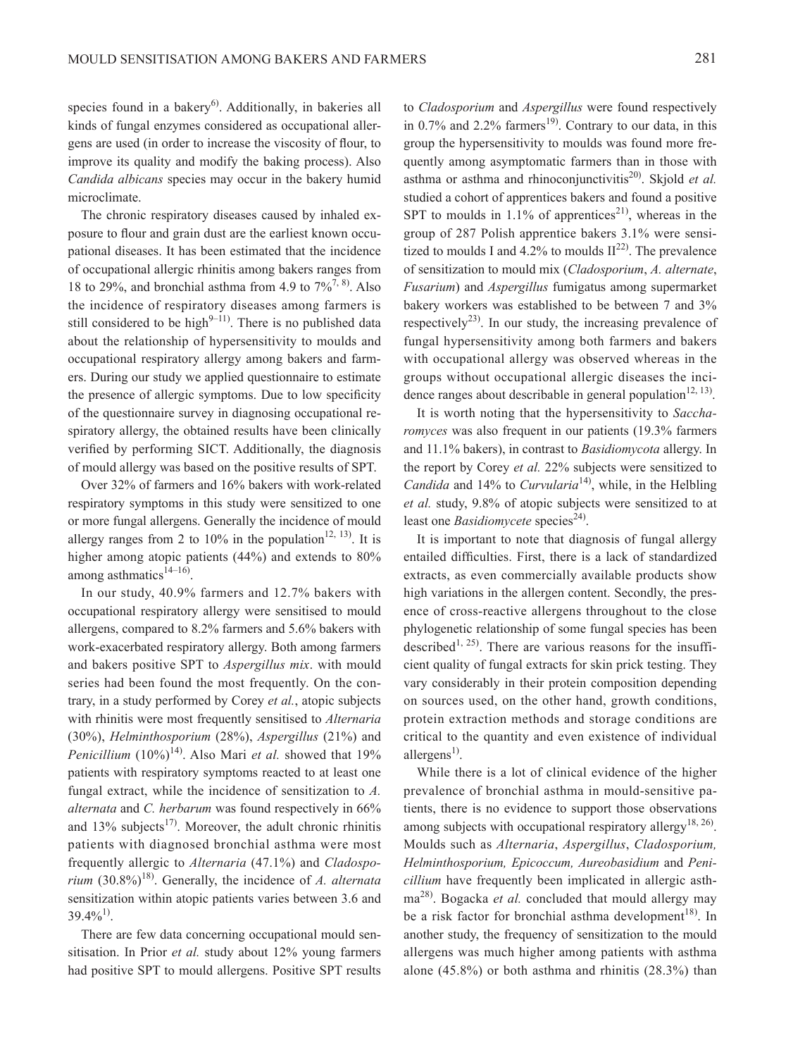species found in a bakery[6]. Additionally, in bakeries all kinds of fungal enzymes considered as occupational allergens are used (in order to increase the viscosity of flour, to improve its quality and modify the baking process). Also *Candida albicans* species may occur in the bakery humid microclimate.

The chronic respiratory diseases caused by inhaled exposure to flour and grain dust are the earliest known occupational diseases. It has been estimated that the incidence of occupational allergic rhinitis among bakers ranges from 18 to 29%, and bronchial asthma from 4.9 to 7%[7, 8]. Also the incidence of respiratory diseases among farmers is still considered to be high[9–11]. There is no published data about the relationship of hypersensitivity to moulds and occupational respiratory allergy among bakers and farmers. During our study we applied questionnaire to estimate the presence of allergic symptoms. Due to low specificity of the questionnaire survey in diagnosing occupational respiratory allergy, the obtained results have been clinically verified by performing SICT. Additionally, the diagnosis of mould allergy was based on the positive results of SPT.

Over 32% of farmers and 16% bakers with work-related respiratory symptoms in this study were sensitized to one or more fungal allergens. Generally the incidence of mould allergy ranges from 2 to 10% in the population[12, 13]. It is higher among atopic patients (44%) and extends to 80% among asthmatics[14–16].

In our study, 40.9% farmers and 12.7% bakers with occupational respiratory allergy were sensitised to mould allergens, compared to 8.2% farmers and 5.6% bakers with work-exacerbated respiratory allergy. Both among farmers and bakers positive SPT to *Aspergillus mix*. with mould series had been found the most frequently. On the contrary, in a study performed by Corey *et al.*, atopic subjects with rhinitis were most frequently sensitised to *Alternaria* (30%), *Helminthosporium* (28%), *Aspergillus* (21%) and *Penicillium* (10%)[14]. Also Mari *et al.* showed that 19% patients with respiratory symptoms reacted to at least one fungal extract, while the incidence of sensitization to *A. alternata* and *C. herbarum* was found respectively in 66% and 13% subjects[17]. Moreover, the adult chronic rhinitis patients with diagnosed bronchial asthma were most frequently allergic to *Alternaria* (47.1%) and *Cladosporium* (30.8%)[18]. Generally, the incidence of *A. alternata* sensitization within atopic patients varies between 3.6 and 39.4%[1].

There are few data concerning occupational mould sensitisation. In Prior *et al.* study about 12% young farmers had positive SPT to mould allergens. Positive SPT results to *Cladosporium* and *Aspergillus* were found respectively in 0.7% and 2.2% farmers[19]. Contrary to our data, in this group the hypersensitivity to moulds was found more frequently among asymptomatic farmers than in those with asthma or asthma and rhinoconjunctivitis[20]. Skjold *et al.* studied a cohort of apprentices bakers and found a positive SPT to moulds in 1.1% of apprentices[21], whereas in the group of 287 Polish apprentice bakers 3.1% were sensitized to moulds I and 4.2% to moulds II[22]. The prevalence of sensitization to mould mix (*Cladosporium*, *A. alternate*, *Fusarium*) and *Aspergillus* fumigatus among supermarket bakery workers was established to be between 7 and 3% respectively[23]. In our study, the increasing prevalence of fungal hypersensitivity among both farmers and bakers with occupational allergy was observed whereas in the groups without occupational allergic diseases the incidence ranges about describable in general population[12, 13].

It is worth noting that the hypersensitivity to *Saccharomyces* was also frequent in our patients (19.3% farmers and 11.1% bakers), in contrast to *Basidiomycota* allergy. In the report by Corey *et al.* 22% subjects were sensitized to *Candida* and 14% to *Curvularia*[14], while, in the Helbling *et al.* study, 9.8% of atopic subjects were sensitized to at least one *Basidiomycete* species[24].

It is important to note that diagnosis of fungal allergy entailed difficulties. First, there is a lack of standardized extracts, as even commercially available products show high variations in the allergen content. Secondly, the presence of cross-reactive allergens throughout to the close phylogenetic relationship of some fungal species has been described[1, 25]. There are various reasons for the insufficient quality of fungal extracts for skin prick testing. They vary considerably in their protein composition depending on sources used, on the other hand, growth conditions, protein extraction methods and storage conditions are critical to the quantity and even existence of individual allergens[1].

While there is a lot of clinical evidence of the higher prevalence of bronchial asthma in mould-sensitive patients, there is no evidence to support those observations among subjects with occupational respiratory allergy[18, 26]. Moulds such as *Alternaria*, *Aspergillus*, *Cladosporium, Helminthosporium, Epicoccum, Aureobasidium* and *Penicillium* have frequently been implicated in allergic asthma[28]. Bogacka *et al.* concluded that mould allergy may be a risk factor for bronchial asthma development[18]. In another study, the frequency of sensitization to the mould allergens was much higher among patients with asthma alone (45.8%) or both asthma and rhinitis (28.3%) than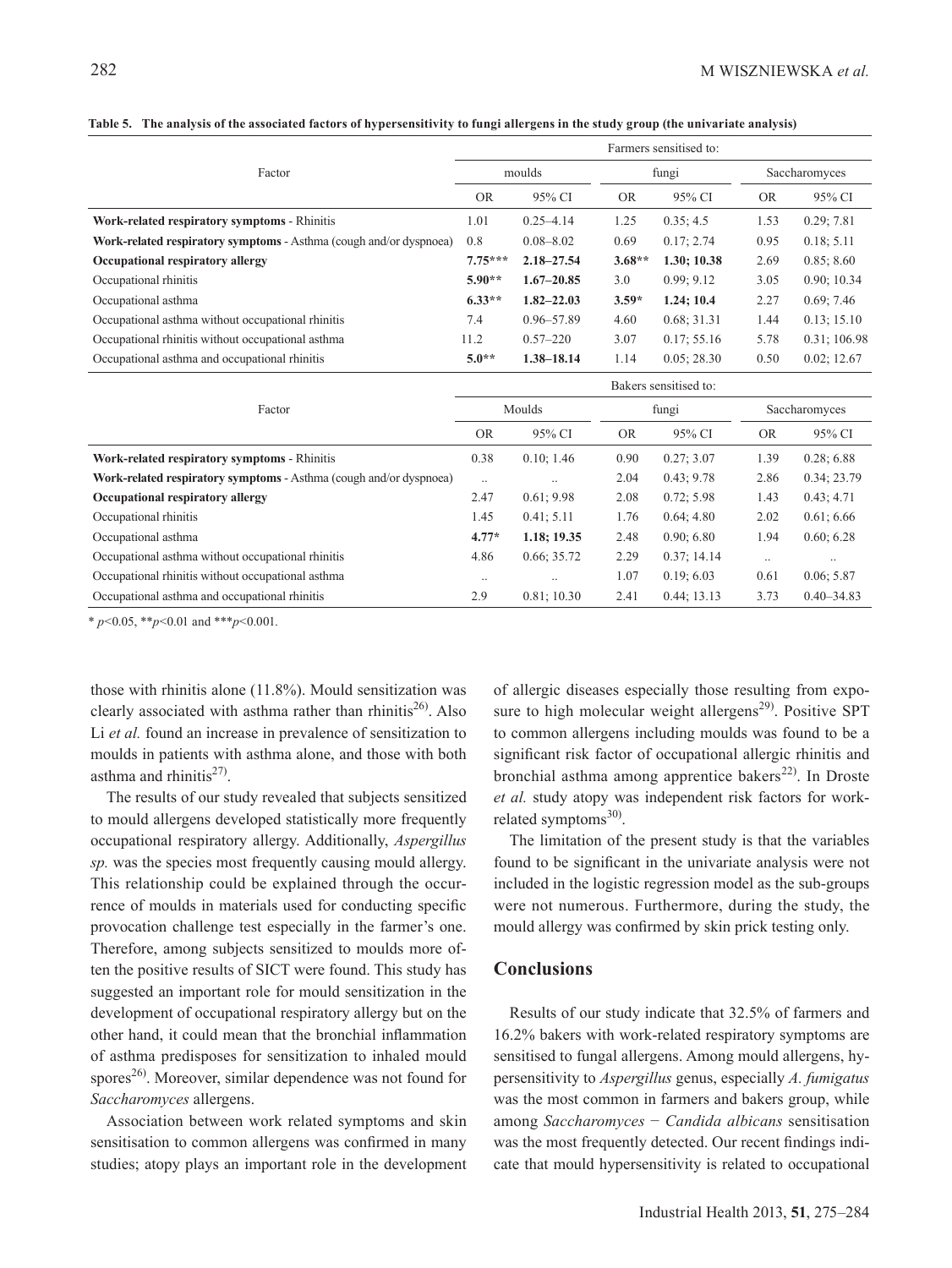**Table 5. The analysis of the associated factors of hypersensitivity to fungi allergens in the study group (the univariate analysis)**

| Factor | Farmers sensitised to: | | | | | |
|---|---|---|---|---|---|---|
| | moulds | | fungi | | Saccharomyces | |
| | OR | 95% CI | OR | 95% CI | OR | 95% CI |
| **Work-related respiratory symptoms** - Rhinitis | 1.01 | 0.25–4.14 | 1.25 | 0.35; 4.5 | 1.53 | 0.29; 7.81 |
| **Work-related respiratory symptoms** - Asthma (cough and/or dyspnoea) | 0.8 | 0.08–8.02 | 0.69 | 0.17; 2.74 | 0.95 | 0.18; 5.11 |
| **Occupational respiratory allergy** | **7.75\*\*\*** | **2.18–27.54** | **3.68\*\*** | **1.30; 10.38** | 2.69 | 0.85; 8.60 |
| Occupational rhinitis | **5.90\*\*** | **1.67–20.85** | 3.0 | 0.99; 9.12 | 3.05 | 0.90; 10.34 |
| Occupational asthma | **6.33\*\*** | **1.82–22.03** | **3.59\*** | **1.24; 10.4** | 2.27 | 0.69; 7.46 |
| Occupational asthma without occupational rhinitis | 7.4 | 0.96–57.89 | 4.60 | 0.68; 31.31 | 1.44 | 0.13; 15.10 |
| Occupational rhinitis without occupational asthma | 11.2 | 0.57–220 | 3.07 | 0.17; 55.16 | 5.78 | 0.31; 106.98 |
| Occupational asthma and occupational rhinitis | **5.0\*\*** | **1.38–18.14** | 1.14 | 0.05; 28.30 | 0.50 | 0.02; 12.67 |

| Factor | Bakers sensitised to: | | | | | |
|---|---|---|---|---|---|---|
| | Moulds | | fungi | | Saccharomyces | |
| | OR | 95% CI | OR | 95% CI | OR | 95% CI |
| **Work-related respiratory symptoms** - Rhinitis | 0.38 | 0.10; 1.46 | 0.90 | 0.27; 3.07 | 1.39 | 0.28; 6.88 |
| **Work-related respiratory symptoms** - Asthma (cough and/or dyspnoea) | .. | .. | 2.04 | 0.43; 9.78 | 2.86 | 0.34; 23.79 |
| **Occupational respiratory allergy** | 2.47 | 0.61; 9.98 | 2.08 | 0.72; 5.98 | 1.43 | 0.43; 4.71 |
| Occupational rhinitis | 1.45 | 0.41; 5.11 | 1.76 | 0.64; 4.80 | 2.02 | 0.61; 6.66 |
| Occupational asthma | **4.77\*** | **1.18; 19.35** | 2.48 | 0.90; 6.80 | 1.94 | 0.60; 6.28 |
| Occupational asthma without occupational rhinitis | 4.86 | 0.66; 35.72 | 2.29 | 0.37; 14.14 | .. | .. |
| Occupational rhinitis without occupational asthma | .. | .. | 1.07 | 0.19; 6.03 | 0.61 | 0.06; 5.87 |
| Occupational asthma and occupational rhinitis | 2.9 | 0.81; 10.30 | 2.41 | 0.44; 13.13 | 3.73 | 0.40–34.83 |

\* $p<0.05$, \*\*$p<0.01$ and \*\*\*$p<0.001$.

those with rhinitis alone (11.8%). Mould sensitization was clearly associated with asthma rather than rhinitis[26]. Also Li *et al.* found an increase in prevalence of sensitization to moulds in patients with asthma alone, and those with both asthma and rhinitis[27].

The results of our study revealed that subjects sensitized to mould allergens developed statistically more frequently occupational respiratory allergy. Additionally, *Aspergillus sp.* was the species most frequently causing mould allergy. This relationship could be explained through the occurrence of moulds in materials used for conducting specific provocation challenge test especially in the farmer's one. Therefore, among subjects sensitized to moulds more often the positive results of SICT were found. This study has suggested an important role for mould sensitization in the development of occupational respiratory allergy but on the other hand, it could mean that the bronchial inflammation of asthma predisposes for sensitization to inhaled mould spores[26]. Moreover, similar dependence was not found for *Saccharomyces* allergens.

Association between work related symptoms and skin sensitisation to common allergens was confirmed in many studies; atopy plays an important role in the development of allergic diseases especially those resulting from exposure to high molecular weight allergens[29]. Positive SPT to common allergens including moulds was found to be a significant risk factor of occupational allergic rhinitis and bronchial asthma among apprentice bakers[22]. In Droste *et al.* study atopy was independent risk factors for work-related symptoms[30].

The limitation of the present study is that the variables found to be significant in the univariate analysis were not included in the logistic regression model as the sub-groups were not numerous. Furthermore, during the study, the mould allergy was confirmed by skin prick testing only.

## Conclusions

Results of our study indicate that 32.5% of farmers and 16.2% bakers with work-related respiratory symptoms are sensitised to fungal allergens. Among mould allergens, hypersensitivity to *Aspergillus* genus, especially *A. fumigatus* was the most common in farmers and bakers group, while among *Saccharomyces − Candida albicans* sensitisation was the most frequently detected. Our recent findings indicate that mould hypersensitivity is related to occupational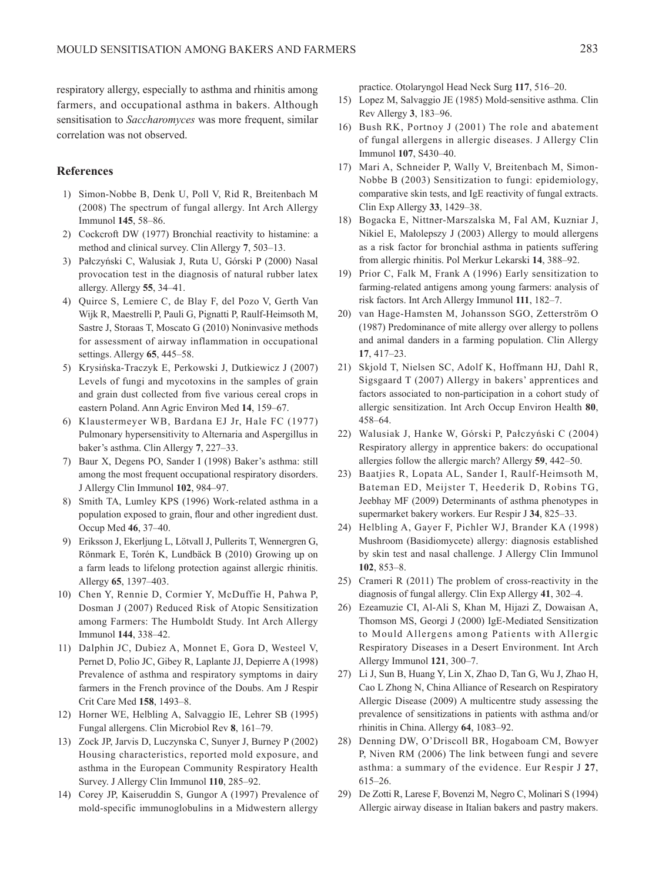respiratory allergy, especially to asthma and rhinitis among farmers, and occupational asthma in bakers. Although sensitisation to *Saccharomyces* was more frequent, similar correlation was not observed.

## References

1) Simon-Nobbe B, Denk U, Poll V, Rid R, Breitenbach M (2008) The spectrum of fungal allergy. Int Arch Allergy Immunol **145**, 58–86.
2) Cockcroft DW (1977) Bronchial reactivity to histamine: a method and clinical survey. Clin Allergy **7**, 503–13.
3) Pałczyński C, Walusiak J, Ruta U, Górski P (2000) Nasal provocation test in the diagnosis of natural rubber latex allergy. Allergy **55**, 34–41.
4) Quirce S, Lemiere C, de Blay F, del Pozo V, Gerth Van Wijk R, Maestrelli P, Pauli G, Pignatti P, Raulf-Heimsoth M, Sastre J, Storaas T, Moscato G (2010) Noninvasive methods for assessment of airway inflammation in occupational settings. Allergy **65**, 445–58.
5) Krysińska-Traczyk E, Perkowski J, Dutkiewicz J (2007) Levels of fungi and mycotoxins in the samples of grain and grain dust collected from five various cereal crops in eastern Poland. Ann Agric Environ Med **14**, 159–67.
6) Klaustermeyer WB, Bardana EJ Jr, Hale FC (1977) Pulmonary hypersensitivity to Alternaria and Aspergillus in baker's asthma. Clin Allergy **7**, 227–33.
7) Baur X, Degens PO, Sander I (1998) Baker's asthma: still among the most frequent occupational respiratory disorders. J Allergy Clin Immunol **102**, 984–97.
8) Smith TA, Lumley KPS (1996) Work-related asthma in a population exposed to grain, flour and other ingredient dust. Occup Med **46**, 37–40.
9) Eriksson J, Ekerljung L, Lötvall J, Pullerits T, Wennergren G, Rönmark E, Torén K, Lundbäck B (2010) Growing up on a farm leads to lifelong protection against allergic rhinitis. Allergy **65**, 1397–403.
10) Chen Y, Rennie D, Cormier Y, McDuffie H, Pahwa P, Dosman J (2007) Reduced Risk of Atopic Sensitization among Farmers: The Humboldt Study. Int Arch Allergy Immunol **144**, 338–42.
11) Dalphin JC, Dubiez A, Monnet E, Gora D, Westeel V, Pernet D, Polio JC, Gibey R, Laplante JJ, Depierre A (1998) Prevalence of asthma and respiratory symptoms in dairy farmers in the French province of the Doubs. Am J Respir Crit Care Med **158**, 1493–8.
12) Horner WE, Helbling A, Salvaggio IE, Lehrer SB (1995) Fungal allergens. Clin Microbiol Rev **8**, 161–79.
13) Zock JP, Jarvis D, Luczynska C, Sunyer J, Burney P (2002) Housing characteristics, reported mold exposure, and asthma in the European Community Respiratory Health Survey. J Allergy Clin Immunol **110**, 285–92.
14) Corey JP, Kaiseruddin S, Gungor A (1997) Prevalence of mold-specific immunoglobulins in a Midwestern allergy practice. Otolaryngol Head Neck Surg **117**, 516–20.
15) Lopez M, Salvaggio JE (1985) Mold-sensitive asthma. Clin Rev Allergy **3**, 183–96.
16) Bush RK, Portnoy J (2001) The role and abatement of fungal allergens in allergic diseases. J Allergy Clin Immunol **107**, S430–40.
17) Mari A, Schneider P, Wally V, Breitenbach M, Simon-Nobbe B (2003) Sensitization to fungi: epidemiology, comparative skin tests, and IgE reactivity of fungal extracts. Clin Exp Allergy **33**, 1429–38.
18) Bogacka E, Nittner-Marszalska M, Fal AM, Kuzniar J, Nikiel E, Małolepszy J (2003) Allergy to mould allergens as a risk factor for bronchial asthma in patients suffering from allergic rhinitis. Pol Merkur Lekarski **14**, 388–92.
19) Prior C, Falk M, Frank A (1996) Early sensitization to farming-related antigens among young farmers: analysis of risk factors. Int Arch Allergy Immunol **111**, 182–7.
20) van Hage-Hamsten M, Johansson SGO, Zetterström O (1987) Predominance of mite allergy over allergy to pollens and animal danders in a farming population. Clin Allergy **17**, 417–23.
21) Skjold T, Nielsen SC, Adolf K, Hoffmann HJ, Dahl R, Sigsgaard T (2007) Allergy in bakers' apprentices and factors associated to non-participation in a cohort study of allergic sensitization. Int Arch Occup Environ Health **80**, 458–64.
22) Walusiak J, Hanke W, Górski P, Pałczyński C (2004) Respiratory allergy in apprentice bakers: do occupational allergies follow the allergic march? Allergy **59**, 442–50.
23) Baatjies R, Lopata AL, Sander I, Raulf-Heimsoth M, Bateman ED, Meijster T, Heederik D, Robins TG, Jeebhay MF (2009) Determinants of asthma phenotypes in supermarket bakery workers. Eur Respir J **34**, 825–33.
24) Helbling A, Gayer F, Pichler WJ, Brander KA (1998) Mushroom (Basidiomycete) allergy: diagnosis established by skin test and nasal challenge. J Allergy Clin Immunol **102**, 853–8.
25) Crameri R (2011) The problem of cross-reactivity in the diagnosis of fungal allergy. Clin Exp Allergy **41**, 302–4.
26) Ezeamuzie CI, Al-Ali S, Khan M, Hijazi Z, Dowaisan A, Thomson MS, Georgi J (2000) IgE-Mediated Sensitization to Mould Allergens among Patients with Allergic Respiratory Diseases in a Desert Environment. Int Arch Allergy Immunol **121**, 300–7.
27) Li J, Sun B, Huang Y, Lin X, Zhao D, Tan G, Wu J, Zhao H, Cao L Zhong N, China Alliance of Research on Respiratory Allergic Disease (2009) A multicentre study assessing the prevalence of sensitizations in patients with asthma and/or rhinitis in China. Allergy **64**, 1083–92.
28) Denning DW, O'Driscoll BR, Hogaboam CM, Bowyer P, Niven RM (2006) The link between fungi and severe asthma: a summary of the evidence. Eur Respir J **27**, 615–26.
29) De Zotti R, Larese F, Bovenzi M, Negro C, Molinari S (1994) Allergic airway disease in Italian bakers and pastry makers.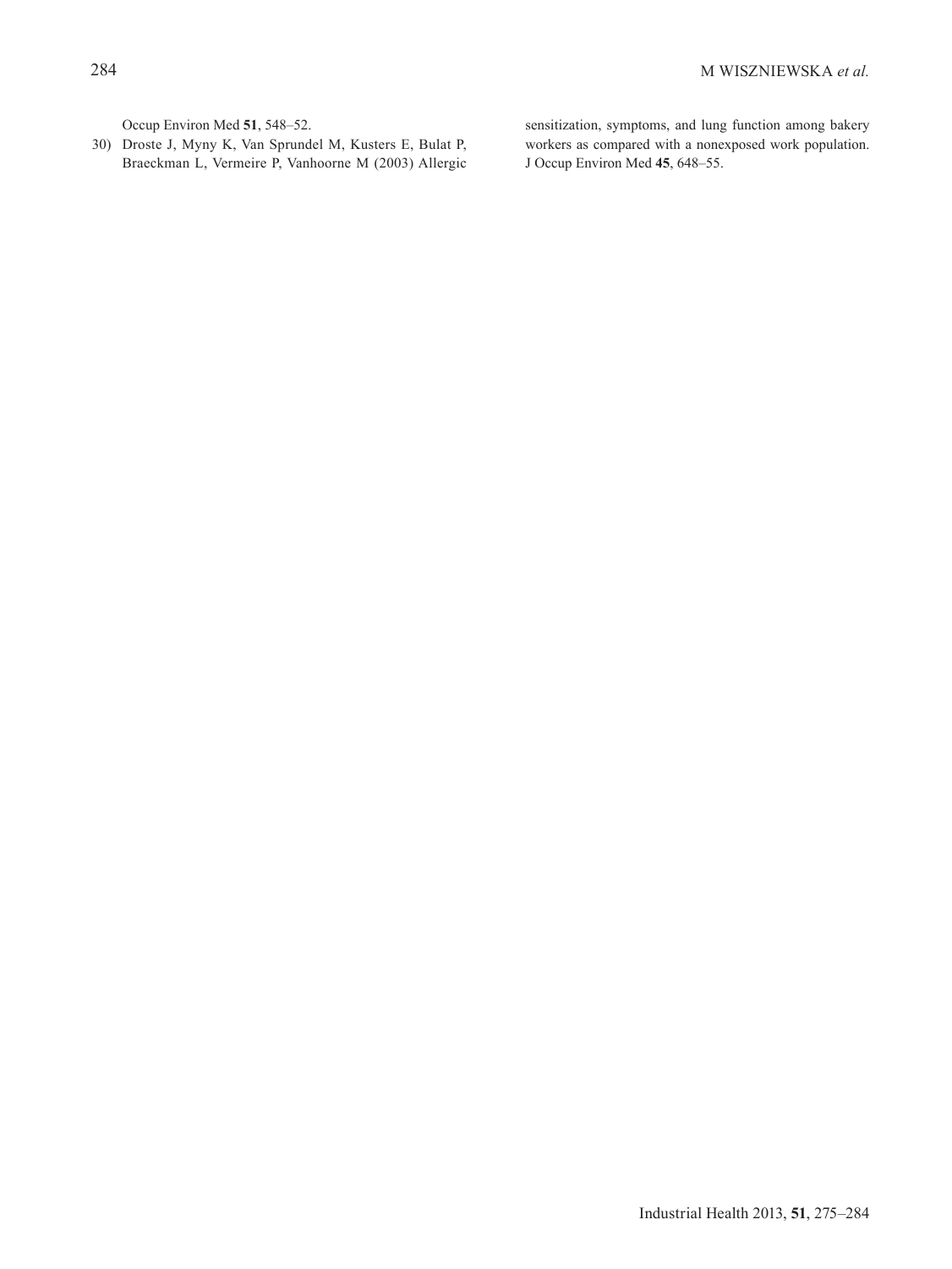Occup Environ Med **51**, 548–52.

30) Droste J, Myny K, Van Sprundel M, Kusters E, Bulat P, Braeckman L, Vermeire P, Vanhoorne M (2003) Allergic sensitization, symptoms, and lung function among bakery workers as compared with a nonexposed work population. J Occup Environ Med **45**, 648–55.